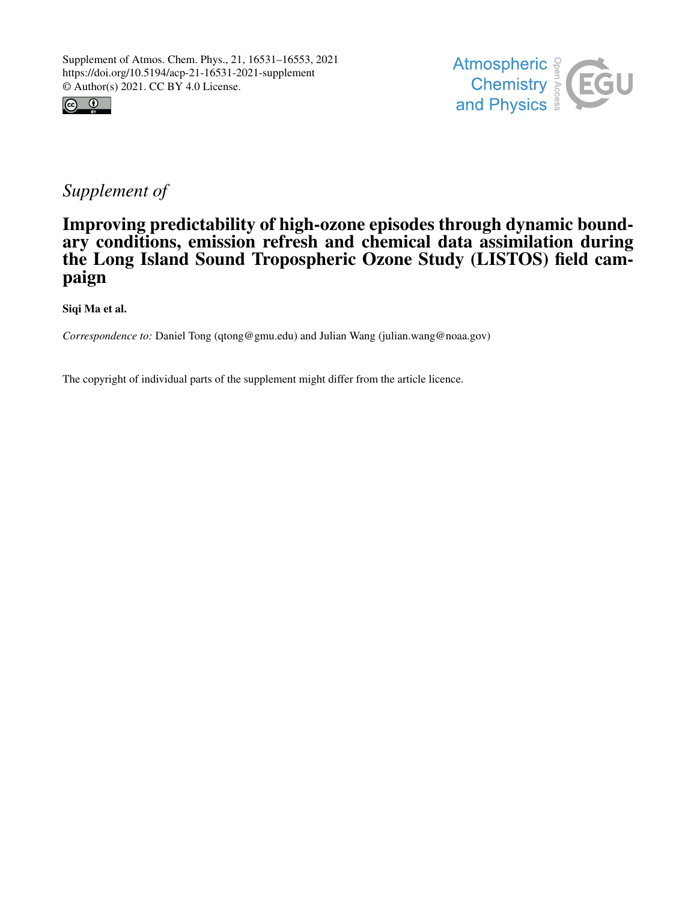Supplement of Atmos. Chem. Phys., 21, 16531–16553, 2021
https://doi.org/10.5194/acp-21-16531-2021-supplement
© Author(s) 2021. CC BY 4.0 License.

*Supplement of*

# Improving predictability of high-ozone episodes through dynamic boundary conditions, emission refresh and chemical data assimilation during the Long Island Sound Tropospheric Ozone Study (LISTOS) field campaign

**Siqi Ma et al.**

*Correspondence to:* Daniel Tong (qtong@gmu.edu) and Julian Wang (julian.wang@noaa.gov)

The copyright of individual parts of the supplement might differ from the article licence.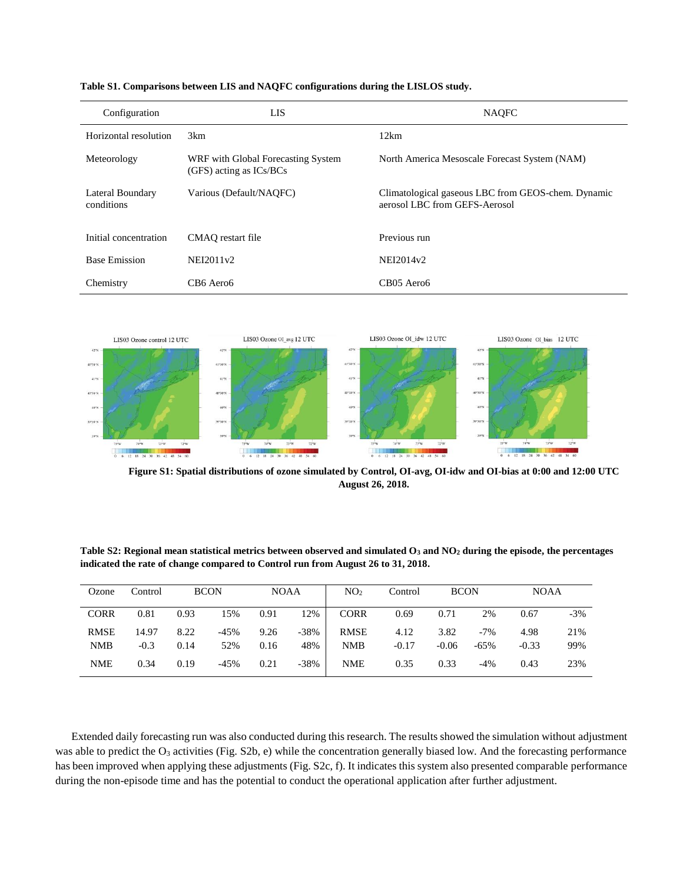**Table S1. Comparisons between LIS and NAQFC configurations during the LISLOS study.**

| Configuration | LIS | NAQFC |
|---|---|---|
| Horizontal resolution | 3km | 12km |
| Meteorology | WRF with Global Forecasting System (GFS) acting as ICs/BCs | North America Mesoscale Forecast System (NAM) |
| Lateral Boundary conditions | Various (Default/NAQFC) | Climatological gaseous LBC from GEOS-chem. Dynamic aerosol LBC from GEFS-Aerosol |
| Initial concentration | CMAQ restart file | Previous run |
| Base Emission | NEI2011v2 | NEI2014v2 |
| Chemistry | CB6 Aero6 | CB05 Aero6 |

**Figure S1: Spatial distributions of ozone simulated by Control, OI-avg, OI-idw and OI-bias at 0:00 and 12:00 UTC August 26, 2018.**

**Table S2: Regional mean statistical metrics between observed and simulated $O_3$ and $NO_2$ during the episode, the percentages indicated the rate of change compared to Control run from August 26 to 31, 2018.**

| Ozone | Control | BCON | | NOAA | | $NO_2$ | Control | BCON | | NOAA | |
|---|---|---|---|---|---|---|---|---|---|---|---|
| CORR | 0.81 | 0.93 | 15% | 0.91 | 12% | CORR | 0.69 | 0.71 | 2% | 0.67 | -3% |
| RMSE | 14.97 | 8.22 | -45% | 9.26 | -38% | RMSE | 4.12 | 3.82 | -7% | 4.98 | 21% |
| NMB | -0.3 | 0.14 | 52% | 0.16 | 48% | NMB | -0.17 | -0.06 | -65% | -0.33 | 99% |
| NME | 0.34 | 0.19 | -45% | 0.21 | -38% | NME | 0.35 | 0.33 | -4% | 0.43 | 23% |

Extended daily forecasting run was also conducted during this research. The results showed the simulation without adjustment was able to predict the $O_3$ activities (Fig. S2b, e) while the concentration generally biased low. And the forecasting performance has been improved when applying these adjustments (Fig. S2c, f). It indicates this system also presented comparable performance during the non-episode time and has the potential to conduct the operational application after further adjustment.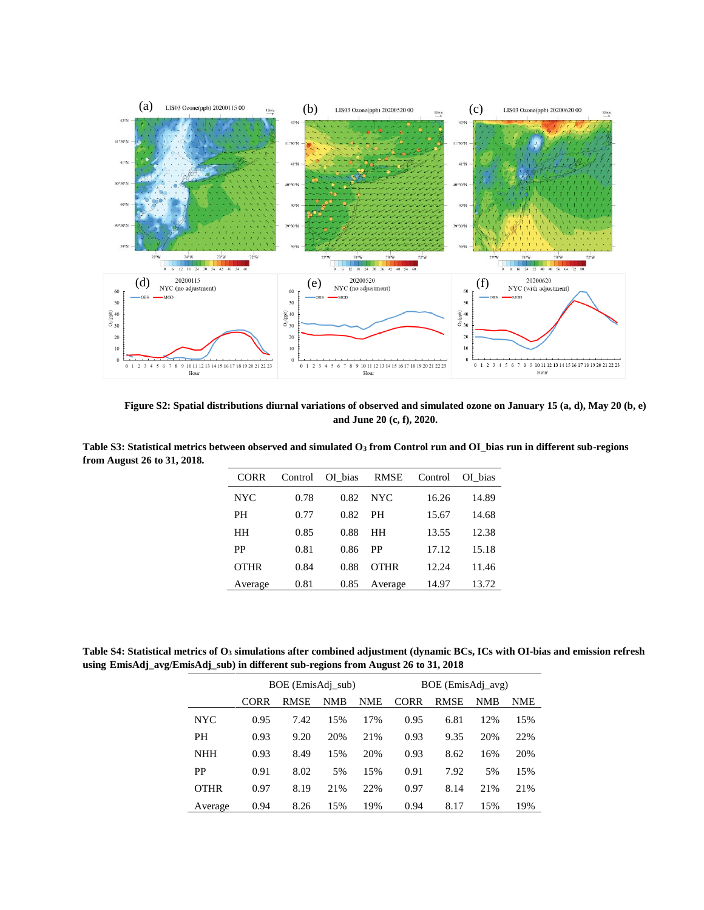**Figure S2: Spatial distributions diurnal variations of observed and simulated ozone on January 15 (a, d), May 20 (b, e) and June 20 (c, f), 2020.**

**Table S3: Statistical metrics between observed and simulated $O_3$ from Control run and OI_bias run in different sub-regions from August 26 to 31, 2018.**

| CORR | Control | OI_bias | RMSE | Control | OI_bias |
|---|---|---|---|---|---|
| NYC | 0.78 | 0.82 | NYC | 16.26 | 14.89 |
| PH | 0.77 | 0.82 | PH | 15.67 | 14.68 |
| HH | 0.85 | 0.88 | HH | 13.55 | 12.38 |
| PP | 0.81 | 0.86 | PP | 17.12 | 15.18 |
| OTHR | 0.84 | 0.88 | OTHR | 12.24 | 11.46 |
| Average | 0.81 | 0.85 | Average | 14.97 | 13.72 |

**Table S4: Statistical metrics of $O_3$ simulations after combined adjustment (dynamic BCs, ICs with OI-bias and emission refresh using EmisAdj_avg/EmisAdj_sub) in different sub-regions from August 26 to 31, 2018**

| | BOE (EmisAdj_sub) | | | | BOE (EmisAdj_avg) | | | |
|---|---|---|---|---|---|---|---|---|
| | CORR | RMSE | NMB | NME | CORR | RMSE | NMB | NME |
| NYC | 0.95 | 7.42 | 15% | 17% | 0.95 | 6.81 | 12% | 15% |
| PH | 0.93 | 9.20 | 20% | 21% | 0.93 | 9.35 | 20% | 22% |
| NHH | 0.93 | 8.49 | 15% | 20% | 0.93 | 8.62 | 16% | 20% |
| PP | 0.91 | 8.02 | 5% | 15% | 0.91 | 7.92 | 5% | 15% |
| OTHR | 0.97 | 8.19 | 21% | 22% | 0.97 | 8.14 | 21% | 21% |
| Average | 0.94 | 8.26 | 15% | 19% | 0.94 | 8.17 | 15% | 19% |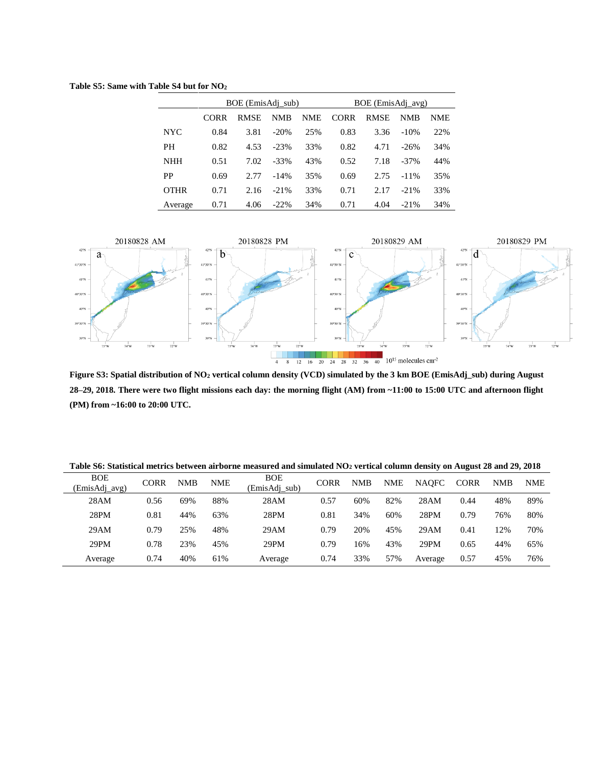**Table S5: Same with Table S4 but for $NO_2$**

| | BOE (EmisAdj_sub) | | | | BOE (EmisAdj_avg) | | | |
|---|---|---|---|---|---|---|---|---|
| | CORR | RMSE | NMB | NME | CORR | RMSE | NMB | NME |
| NYC | 0.84 | 3.81 | -20% | 25% | 0.83 | 3.36 | -10% | 22% |
| PH | 0.82 | 4.53 | -23% | 33% | 0.82 | 4.71 | -26% | 34% |
| NHH | 0.51 | 7.02 | -33% | 43% | 0.52 | 7.18 | -37% | 44% |
| PP | 0.69 | 2.77 | -14% | 35% | 0.69 | 2.75 | -11% | 35% |
| OTHR | 0.71 | 2.16 | -21% | 33% | 0.71 | 2.17 | -21% | 33% |
| Average | 0.71 | 4.06 | -22% | 34% | 0.71 | 4.04 | -21% | 34% |

**Figure S3: Spatial distribution of $NO_2$ vertical column density (VCD) simulated by the 3 km BOE (EmisAdj_sub) during August 28–29, 2018. There were two flight missions each day: the morning flight (AM) from ~11:00 to 15:00 UTC and afternoon flight (PM) from ~16:00 to 20:00 UTC.**

**Table S6: Statistical metrics between airborne measured and simulated $NO_2$ vertical column density on August 28 and 29, 2018**

| BOE (EmisAdj_avg) | CORR | NMB | NME | BOE (EmisAdj_sub) | CORR | NMB | NME | NAQFC | CORR | NMB | NME |
|---|---|---|---|---|---|---|---|---|---|---|---|
| 28AM | 0.56 | 69% | 88% | 28AM | 0.57 | 60% | 82% | 28AM | 0.44 | 48% | 89% |
| 28PM | 0.81 | 44% | 63% | 28PM | 0.81 | 34% | 60% | 28PM | 0.79 | 76% | 80% |
| 29AM | 0.79 | 25% | 48% | 29AM | 0.79 | 20% | 45% | 29AM | 0.41 | 12% | 70% |
| 29PM | 0.78 | 23% | 45% | 29PM | 0.79 | 16% | 43% | 29PM | 0.65 | 44% | 65% |
| Average | 0.74 | 40% | 61% | Average | 0.74 | 33% | 57% | Average | 0.57 | 45% | 76% |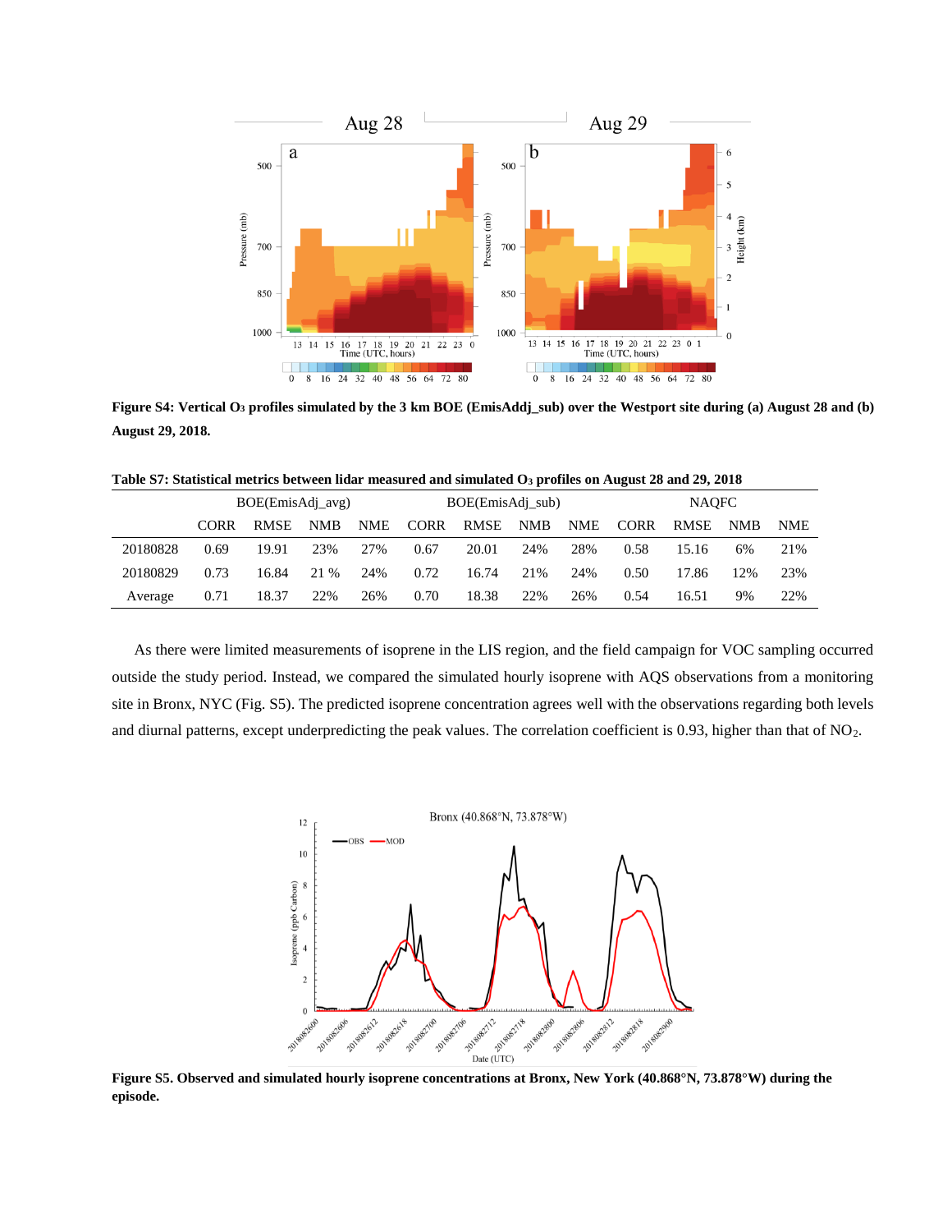Aug 28

Aug 29

a

b

Pressure (mb)

500

700

850

1000

13 14 15 16 17 18 19 20 21 22 23 0

Time (UTC, hours)

13 14 15 16 17 18 19 20 21 22 23 0 1

Height (km)

6 5 4 3 2 1 0

0 8 16 24 32 40 48 56 64 72 80

**Figure S4: Vertical $O_3$ profiles simulated by the 3 km BOE (EmisAddj_sub) over the Westport site during (a) August 28 and (b) August 29, 2018.**

**Table S7: Statistical metrics between lidar measured and simulated $O_3$ profiles on August 28 and 29, 2018**

| | BOE(EmisAdj_avg) | | | | BOE(EmisAdj_sub) | | | | NAQFC | | | |
|---|---|---|---|---|---|---|---|---|---|---|---|---|
| | CORR | RMSE | NMB | NME | CORR | RMSE | NMB | NME | CORR | RMSE | NMB | NME |
| 20180828 | 0.69 | 19.91 | 23% | 27% | 0.67 | 20.01 | 24% | 28% | 0.58 | 15.16 | 6% | 21% |
| 20180829 | 0.73 | 16.84 | 21 % | 24% | 0.72 | 16.74 | 21% | 24% | 0.50 | 17.86 | 12% | 23% |
| Average | 0.71 | 18.37 | 22% | 26% | 0.70 | 18.38 | 22% | 26% | 0.54 | 16.51 | 9% | 22% |

As there were limited measurements of isoprene in the LIS region, and the field campaign for VOC sampling occurred outside the study period. Instead, we compared the simulated hourly isoprene with AQS observations from a monitoring site in Bronx, NYC (Fig. S5). The predicted isoprene concentration agrees well with the observations regarding both levels and diurnal patterns, except underpredicting the peak values. The correlation coefficient is 0.93, higher than that of $NO_2$.

Bronx (40.868°N, 73.878°W)

OBS
MOD

Isoprene (ppb Carbon)

0 2 4 6 8 10 12

2018082600 2018082606 2018082612 2018082618 2018082700 2018082706 2018082712 2018082718 2018082800 2018082806 2018082812 2018082818 2018082900

Date (UTC)

**Figure S5. Observed and simulated hourly isoprene concentrations at Bronx, New York (40.868°N, 73.878°W) during the episode.**